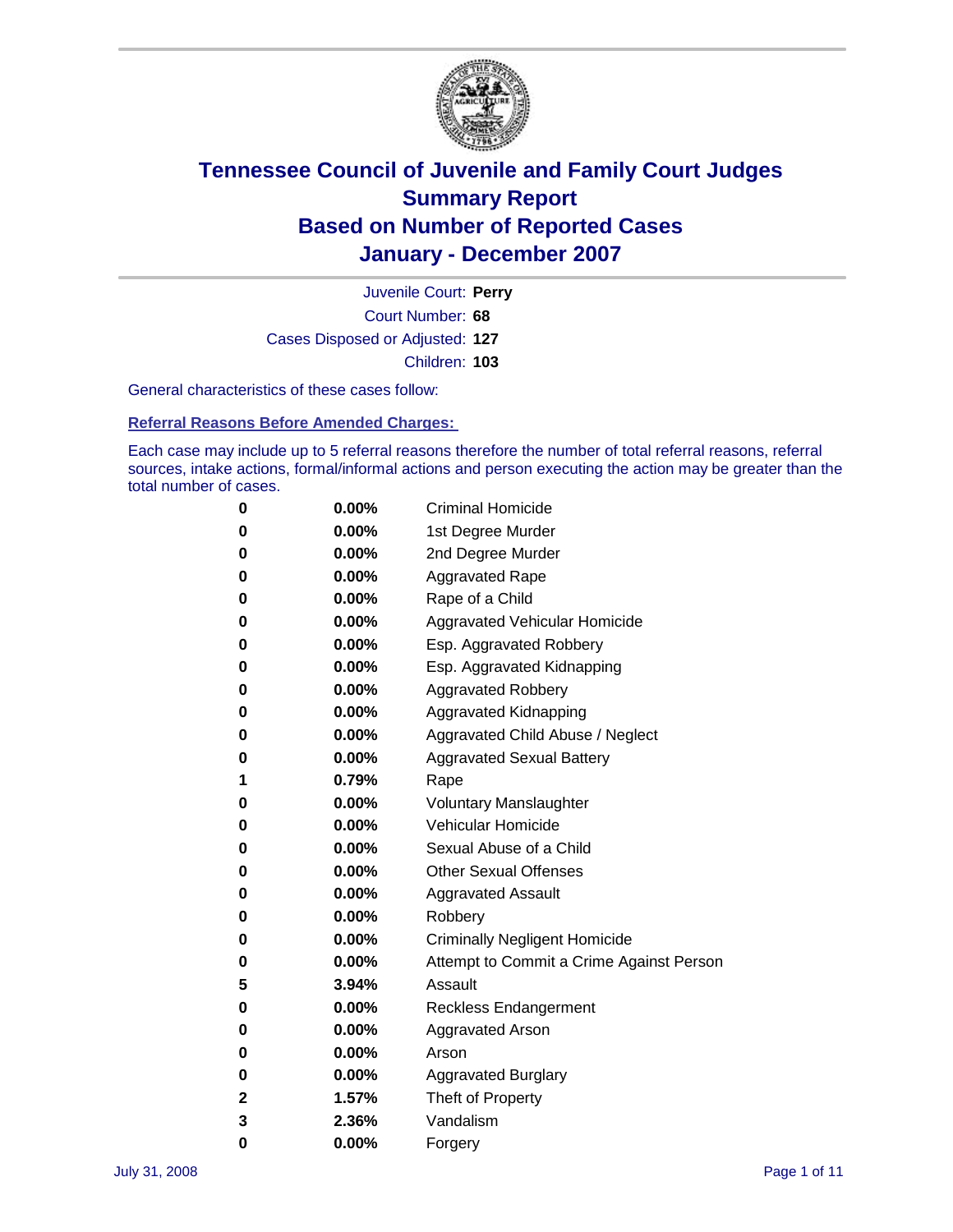# Tennessee Council of Juvenile and Family Court Judges
# Summary Report
# Based on Number of Reported Cases
# January - December 2007

Juvenile Court: **Perry**
Court Number: **68**
Cases Disposed or Adjusted: **127**
Children: **103**

General characteristics of these cases follow:

**Referral Reasons Before Amended Charges:**

Each case may include up to 5 referral reasons therefore the number of total referral reasons, referral sources, intake actions, formal/informal actions and person executing the action may be greater than the total number of cases.

| | | |
|---|---|---|
| 0 | 0.00% | Criminal Homicide |
| 0 | 0.00% | 1st Degree Murder |
| 0 | 0.00% | 2nd Degree Murder |
| 0 | 0.00% | Aggravated Rape |
| 0 | 0.00% | Rape of a Child |
| 0 | 0.00% | Aggravated Vehicular Homicide |
| 0 | 0.00% | Esp. Aggravated Robbery |
| 0 | 0.00% | Esp. Aggravated Kidnapping |
| 0 | 0.00% | Aggravated Robbery |
| 0 | 0.00% | Aggravated Kidnapping |
| 0 | 0.00% | Aggravated Child Abuse / Neglect |
| 0 | 0.00% | Aggravated Sexual Battery |
| 1 | 0.79% | Rape |
| 0 | 0.00% | Voluntary Manslaughter |
| 0 | 0.00% | Vehicular Homicide |
| 0 | 0.00% | Sexual Abuse of a Child |
| 0 | 0.00% | Other Sexual Offenses |
| 0 | 0.00% | Aggravated Assault |
| 0 | 0.00% | Robbery |
| 0 | 0.00% | Criminally Negligent Homicide |
| 0 | 0.00% | Attempt to Commit a Crime Against Person |
| 5 | 3.94% | Assault |
| 0 | 0.00% | Reckless Endangerment |
| 0 | 0.00% | Aggravated Arson |
| 0 | 0.00% | Arson |
| 0 | 0.00% | Aggravated Burglary |
| 2 | 1.57% | Theft of Property |
| 3 | 2.36% | Vandalism |
| 0 | 0.00% | Forgery |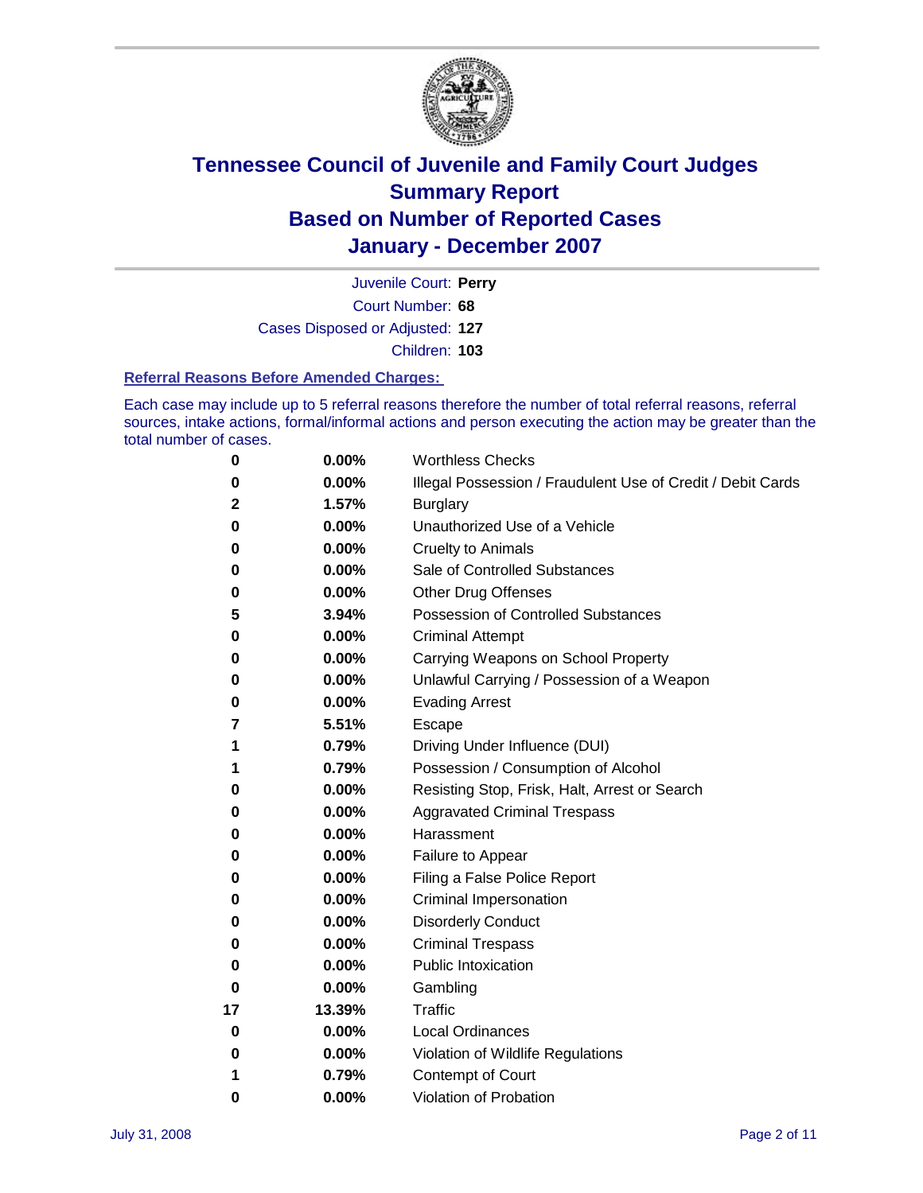# Tennessee Council of Juvenile and Family Court Judges
## Summary Report
## Based on Number of Reported Cases
## January - December 2007

Juvenile Court: **Perry**
Court Number: **68**
Cases Disposed or Adjusted: **127**
Children: **103**

### Referral Reasons Before Amended Charges:

Each case may include up to 5 referral reasons therefore the number of total referral reasons, referral sources, intake actions, formal/informal actions and person executing the action may be greater than the total number of cases.

| Count | Percent | Reason |
|---|---|---|
| 0 | 0.00% | Worthless Checks |
| 0 | 0.00% | Illegal Possession / Fraudulent Use of Credit / Debit Cards |
| 2 | 1.57% | Burglary |
| 0 | 0.00% | Unauthorized Use of a Vehicle |
| 0 | 0.00% | Cruelty to Animals |
| 0 | 0.00% | Sale of Controlled Substances |
| 0 | 0.00% | Other Drug Offenses |
| 5 | 3.94% | Possession of Controlled Substances |
| 0 | 0.00% | Criminal Attempt |
| 0 | 0.00% | Carrying Weapons on School Property |
| 0 | 0.00% | Unlawful Carrying / Possession of a Weapon |
| 0 | 0.00% | Evading Arrest |
| 7 | 5.51% | Escape |
| 1 | 0.79% | Driving Under Influence (DUI) |
| 1 | 0.79% | Possession / Consumption of Alcohol |
| 0 | 0.00% | Resisting Stop, Frisk, Halt, Arrest or Search |
| 0 | 0.00% | Aggravated Criminal Trespass |
| 0 | 0.00% | Harassment |
| 0 | 0.00% | Failure to Appear |
| 0 | 0.00% | Filing a False Police Report |
| 0 | 0.00% | Criminal Impersonation |
| 0 | 0.00% | Disorderly Conduct |
| 0 | 0.00% | Criminal Trespass |
| 0 | 0.00% | Public Intoxication |
| 0 | 0.00% | Gambling |
| 17 | 13.39% | Traffic |
| 0 | 0.00% | Local Ordinances |
| 0 | 0.00% | Violation of Wildlife Regulations |
| 1 | 0.79% | Contempt of Court |
| 0 | 0.00% | Violation of Probation |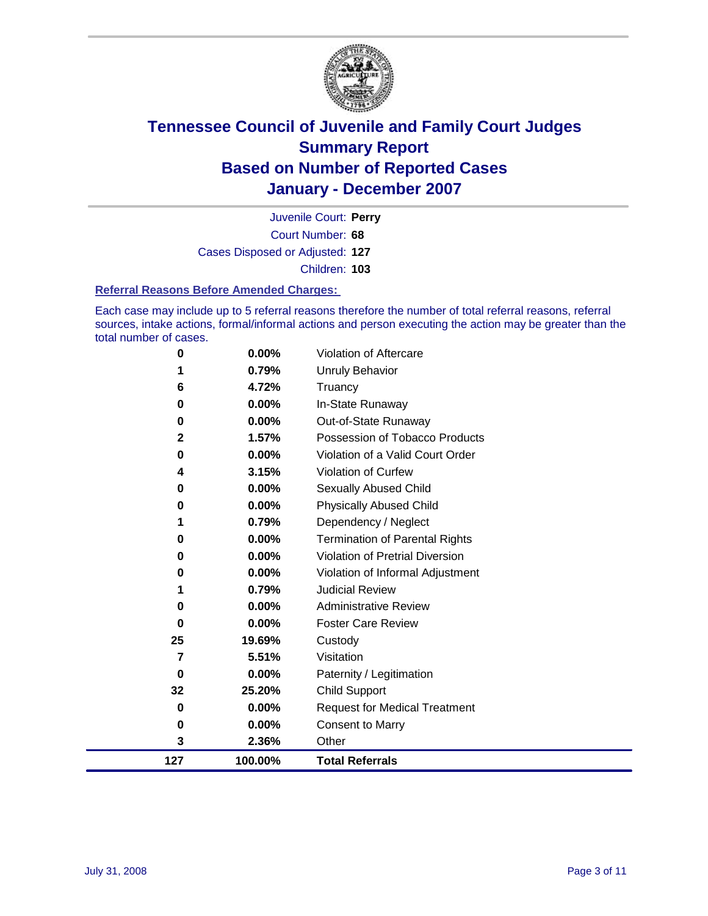# Tennessee Council of Juvenile and Family Court Judges
## Summary Report
## Based on Number of Reported Cases
## January - December 2007

Juvenile Court: **Perry**

Court Number: **68**

Cases Disposed or Adjusted: **127**

Children: **103**

### Referral Reasons Before Amended Charges:

Each case may include up to 5 referral reasons therefore the number of total referral reasons, referral sources, intake actions, formal/informal actions and person executing the action may be greater than the total number of cases.

| Count | Percent | Referral Reason |
|---|---|---|
| 0 | 0.00% | Violation of Aftercare |
| 1 | 0.79% | Unruly Behavior |
| 6 | 4.72% | Truancy |
| 0 | 0.00% | In-State Runaway |
| 0 | 0.00% | Out-of-State Runaway |
| 2 | 1.57% | Possession of Tobacco Products |
| 0 | 0.00% | Violation of a Valid Court Order |
| 4 | 3.15% | Violation of Curfew |
| 0 | 0.00% | Sexually Abused Child |
| 0 | 0.00% | Physically Abused Child |
| 1 | 0.79% | Dependency / Neglect |
| 0 | 0.00% | Termination of Parental Rights |
| 0 | 0.00% | Violation of Pretrial Diversion |
| 0 | 0.00% | Violation of Informal Adjustment |
| 1 | 0.79% | Judicial Review |
| 0 | 0.00% | Administrative Review |
| 0 | 0.00% | Foster Care Review |
| 25 | 19.69% | Custody |
| 7 | 5.51% | Visitation |
| 0 | 0.00% | Paternity / Legitimation |
| 32 | 25.20% | Child Support |
| 0 | 0.00% | Request for Medical Treatment |
| 0 | 0.00% | Consent to Marry |
| 3 | 2.36% | Other |
| **127** | **100.00%** | **Total Referrals** |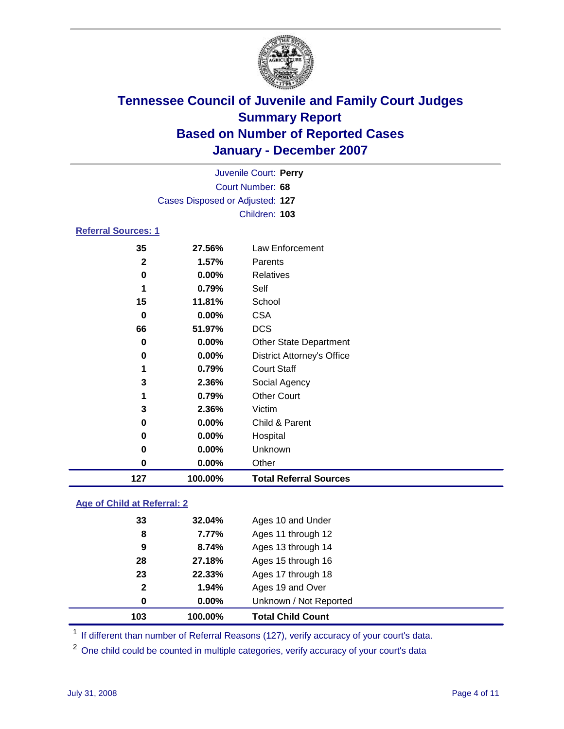# Tennessee Council of Juvenile and Family Court Judges
## Summary Report
## Based on Number of Reported Cases
## January - December 2007

Juvenile Court: **Perry**
Court Number: **68**
Cases Disposed or Adjusted: **127**
Children: **103**

### Referral Sources: 1

| Count | Percent | Source |
|---|---|---|
| 35 | 27.56% | Law Enforcement |
| 2 | 1.57% | Parents |
| 0 | 0.00% | Relatives |
| 1 | 0.79% | Self |
| 15 | 11.81% | School |
| 0 | 0.00% | CSA |
| 66 | 51.97% | DCS |
| 0 | 0.00% | Other State Department |
| 0 | 0.00% | District Attorney's Office |
| 1 | 0.79% | Court Staff |
| 3 | 2.36% | Social Agency |
| 1 | 0.79% | Other Court |
| 3 | 2.36% | Victim |
| 0 | 0.00% | Child & Parent |
| 0 | 0.00% | Hospital |
| 0 | 0.00% | Unknown |
| 0 | 0.00% | Other |
| **127** | **100.00%** | **Total Referral Sources** |

### Age of Child at Referral: 2

| Count | Percent | Age |
|---|---|---|
| 33 | 32.04% | Ages 10 and Under |
| 8 | 7.77% | Ages 11 through 12 |
| 9 | 8.74% | Ages 13 through 14 |
| 28 | 27.18% | Ages 15 through 16 |
| 23 | 22.33% | Ages 17 through 18 |
| 2 | 1.94% | Ages 19 and Over |
| 0 | 0.00% | Unknown / Not Reported |
| **103** | **100.00%** | **Total Child Count** |

[1] If different than number of Referral Reasons (127), verify accuracy of your court's data.

[2] One child could be counted in multiple categories, verify accuracy of your court's data

July 31, 2008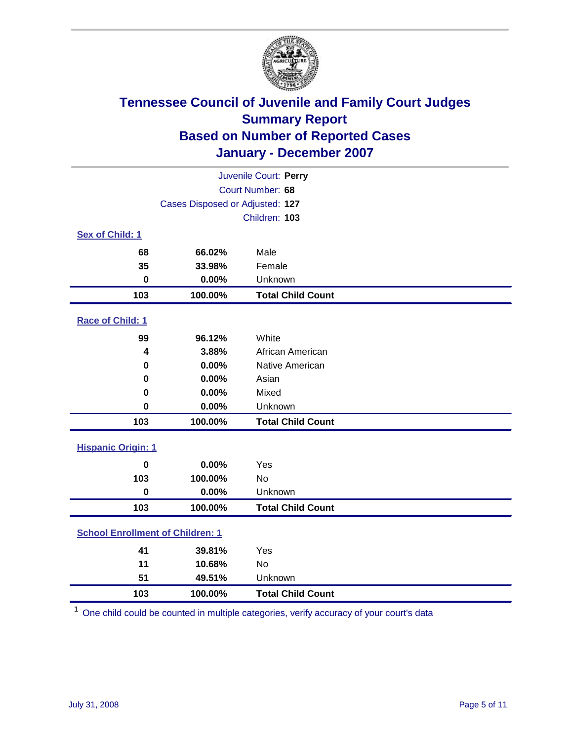# Tennessee Council of Juvenile and Family Court Judges
## Summary Report
## Based on Number of Reported Cases
## January - December 2007

Juvenile Court: **Perry**
Court Number: **68**
Cases Disposed or Adjusted: **127**
Children: **103**

### Sex of Child: 1

| Count | Percent | Category |
|---|---|---|
| 68 | 66.02% | Male |
| 35 | 33.98% | Female |
| 0 | 0.00% | Unknown |
| **103** | **100.00%** | **Total Child Count** |

### Race of Child: 1

| Count | Percent | Category |
|---|---|---|
| 99 | 96.12% | White |
| 4 | 3.88% | African American |
| 0 | 0.00% | Native American |
| 0 | 0.00% | Asian |
| 0 | 0.00% | Mixed |
| 0 | 0.00% | Unknown |
| **103** | **100.00%** | **Total Child Count** |

### Hispanic Origin: 1

| Count | Percent | Category |
|---|---|---|
| 0 | 0.00% | Yes |
| 103 | 100.00% | No |
| 0 | 0.00% | Unknown |
| **103** | **100.00%** | **Total Child Count** |

### School Enrollment of Children: 1

| Count | Percent | Category |
|---|---|---|
| 41 | 39.81% | Yes |
| 11 | 10.68% | No |
| 51 | 49.51% | Unknown |
| **103** | **100.00%** | **Total Child Count** |

[1] One child could be counted in multiple categories, verify accuracy of your court's data

July 31, 2008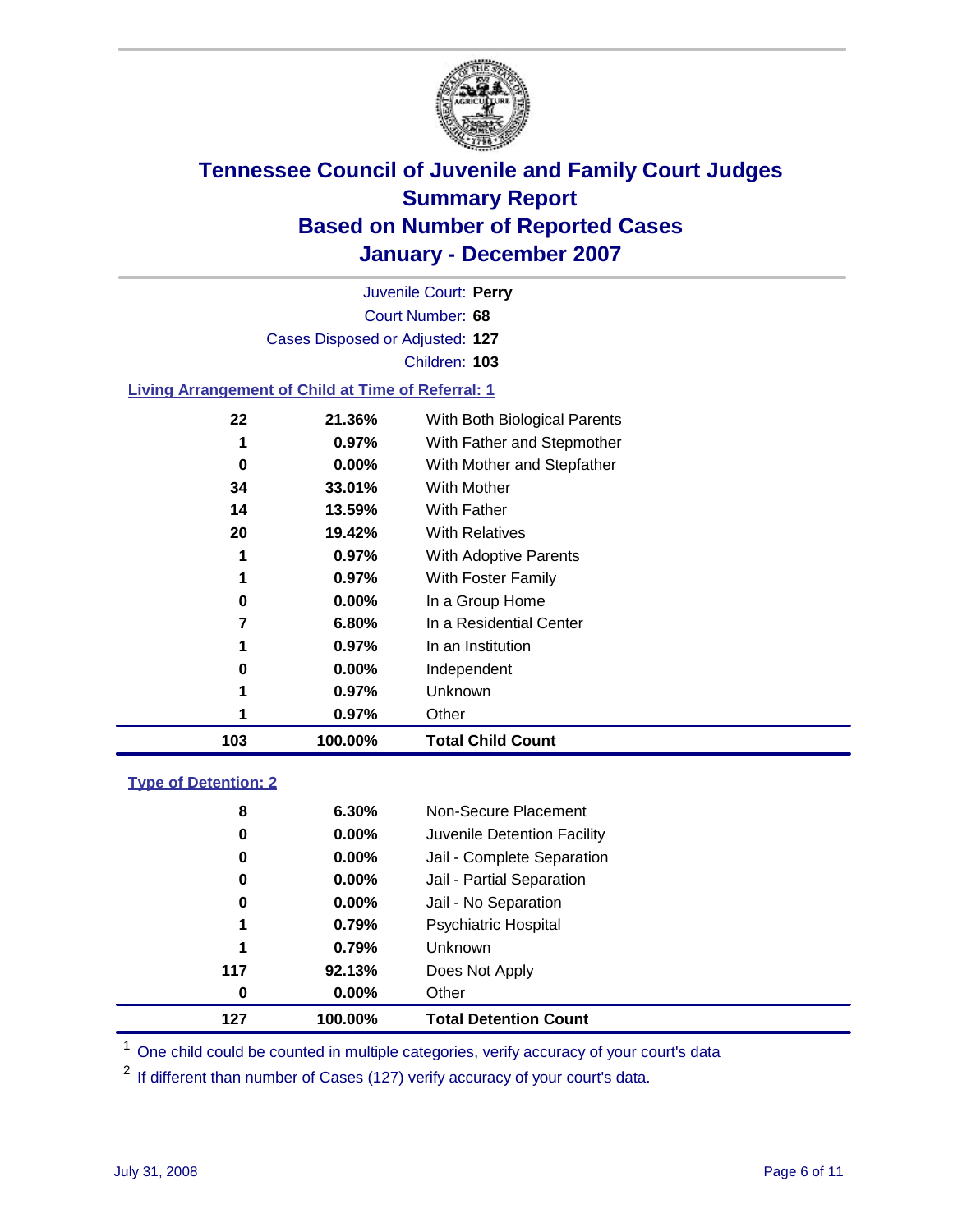# Tennessee Council of Juvenile and Family Court Judges
## Summary Report
## Based on Number of Reported Cases
## January - December 2007

Juvenile Court: **Perry**
Court Number: **68**
Cases Disposed or Adjusted: **127**
Children: **103**

### Living Arrangement of Child at Time of Referral: 1

| Count | Percent | Category |
|---|---|---|
| 22 | 21.36% | With Both Biological Parents |
| 1 | 0.97% | With Father and Stepmother |
| 0 | 0.00% | With Mother and Stepfather |
| 34 | 33.01% | With Mother |
| 14 | 13.59% | With Father |
| 20 | 19.42% | With Relatives |
| 1 | 0.97% | With Adoptive Parents |
| 1 | 0.97% | With Foster Family |
| 0 | 0.00% | In a Group Home |
| 7 | 6.80% | In a Residential Center |
| 1 | 0.97% | In an Institution |
| 0 | 0.00% | Independent |
| 1 | 0.97% | Unknown |
| 1 | 0.97% | Other |
| **103** | **100.00%** | **Total Child Count** |

### Type of Detention: 2

| Count | Percent | Category |
|---|---|---|
| 8 | 6.30% | Non-Secure Placement |
| 0 | 0.00% | Juvenile Detention Facility |
| 0 | 0.00% | Jail - Complete Separation |
| 0 | 0.00% | Jail - Partial Separation |
| 0 | 0.00% | Jail - No Separation |
| 1 | 0.79% | Psychiatric Hospital |
| 1 | 0.79% | Unknown |
| 117 | 92.13% | Does Not Apply |
| 0 | 0.00% | Other |
| **127** | **100.00%** | **Total Detention Count** |

[1] One child could be counted in multiple categories, verify accuracy of your court's data

[2] If different than number of Cases (127) verify accuracy of your court's data.

July 31, 2008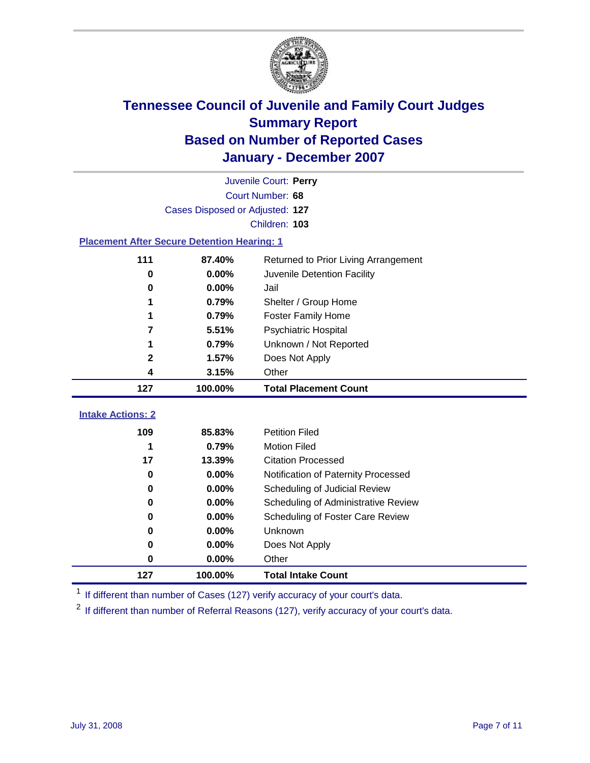# Tennessee Council of Juvenile and Family Court Judges
## Summary Report
## Based on Number of Reported Cases
## January - December 2007

Juvenile Court: **Perry**
Court Number: **68**
Cases Disposed or Adjusted: **127**
Children: **103**

### Placement After Secure Detention Hearing: 1

| Count | Percent | Placement |
|---|---|---|
| 111 | 87.40% | Returned to Prior Living Arrangement |
| 0 | 0.00% | Juvenile Detention Facility |
| 0 | 0.00% | Jail |
| 1 | 0.79% | Shelter / Group Home |
| 1 | 0.79% | Foster Family Home |
| 7 | 5.51% | Psychiatric Hospital |
| 1 | 0.79% | Unknown / Not Reported |
| 2 | 1.57% | Does Not Apply |
| 4 | 3.15% | Other |
| **127** | **100.00%** | **Total Placement Count** |

### Intake Actions: 2

| Count | Percent | Intake Action |
|---|---|---|
| 109 | 85.83% | Petition Filed |
| 1 | 0.79% | Motion Filed |
| 17 | 13.39% | Citation Processed |
| 0 | 0.00% | Notification of Paternity Processed |
| 0 | 0.00% | Scheduling of Judicial Review |
| 0 | 0.00% | Scheduling of Administrative Review |
| 0 | 0.00% | Scheduling of Foster Care Review |
| 0 | 0.00% | Unknown |
| 0 | 0.00% | Does Not Apply |
| 0 | 0.00% | Other |
| **127** | **100.00%** | **Total Intake Count** |

[1] If different than number of Cases (127) verify accuracy of your court's data.

[2] If different than number of Referral Reasons (127), verify accuracy of your court's data.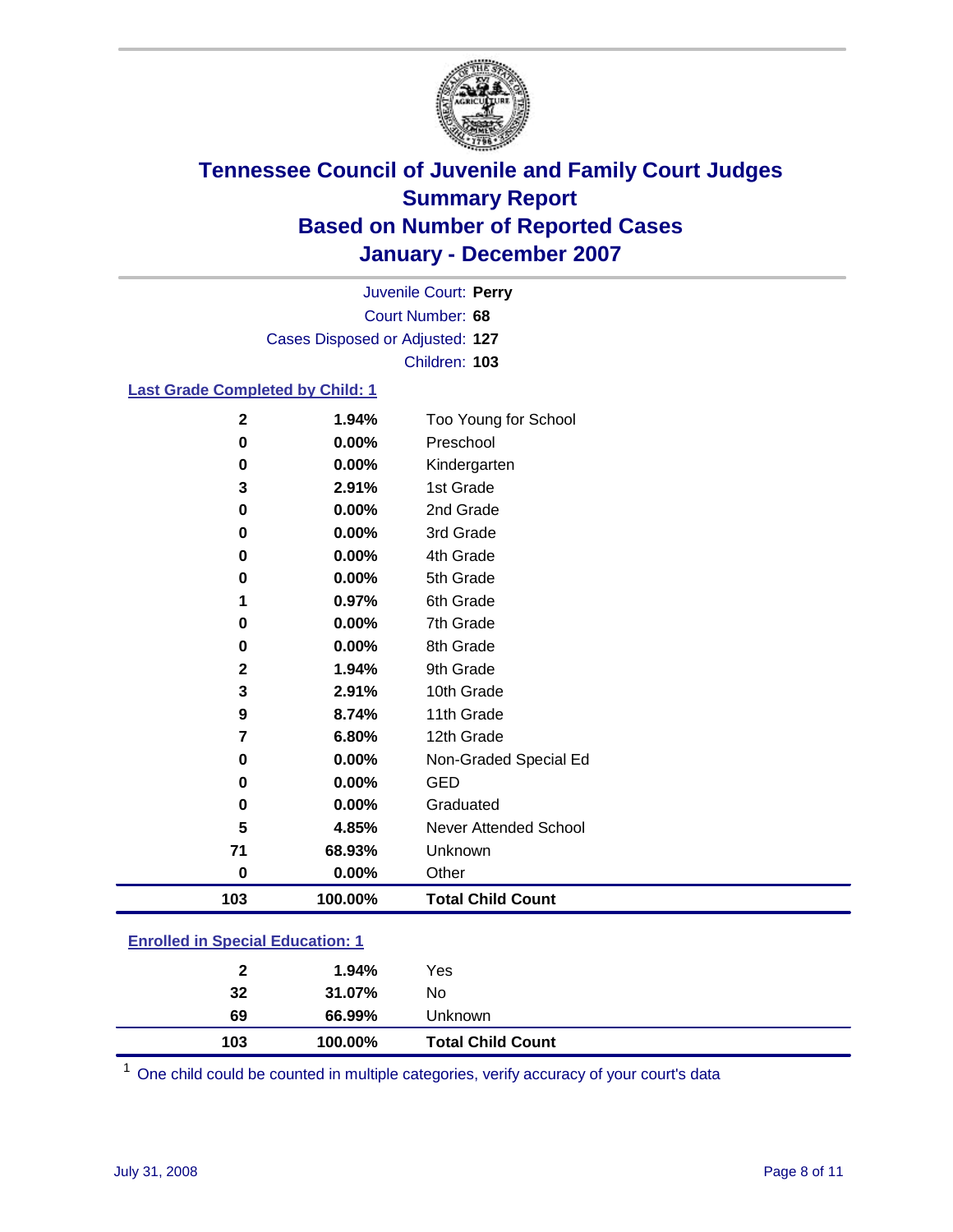# Tennessee Council of Juvenile and Family Court Judges
## Summary Report
## Based on Number of Reported Cases
## January - December 2007

Juvenile Court: **Perry**

Court Number: **68**

Cases Disposed or Adjusted: **127**

Children: **103**

### Last Grade Completed by Child: 1

| Count | Percent | Category |
|---|---|---|
| 2 | 1.94% | Too Young for School |
| 0 | 0.00% | Preschool |
| 0 | 0.00% | Kindergarten |
| 3 | 2.91% | 1st Grade |
| 0 | 0.00% | 2nd Grade |
| 0 | 0.00% | 3rd Grade |
| 0 | 0.00% | 4th Grade |
| 0 | 0.00% | 5th Grade |
| 1 | 0.97% | 6th Grade |
| 0 | 0.00% | 7th Grade |
| 0 | 0.00% | 8th Grade |
| 2 | 1.94% | 9th Grade |
| 3 | 2.91% | 10th Grade |
| 9 | 8.74% | 11th Grade |
| 7 | 6.80% | 12th Grade |
| 0 | 0.00% | Non-Graded Special Ed |
| 0 | 0.00% | GED |
| 0 | 0.00% | Graduated |
| 5 | 4.85% | Never Attended School |
| 71 | 68.93% | Unknown |
| 0 | 0.00% | Other |
| **103** | **100.00%** | **Total Child Count** |

### Enrolled in Special Education: 1

| Count | Percent | Category |
|---|---|---|
| 2 | 1.94% | Yes |
| 32 | 31.07% | No |
| 69 | 66.99% | Unknown |
| **103** | **100.00%** | **Total Child Count** |

[1] One child could be counted in multiple categories, verify accuracy of your court's data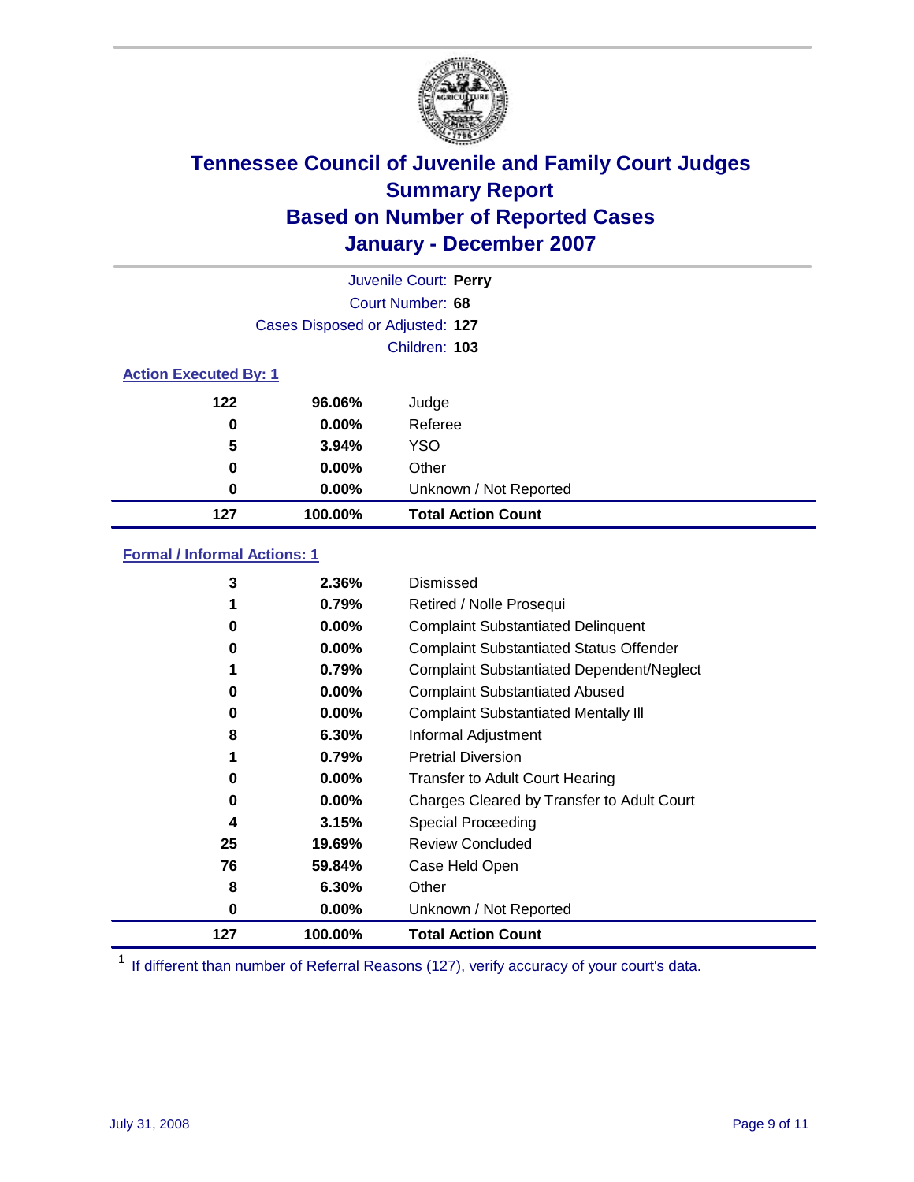# Tennessee Council of Juvenile and Family Court Judges
## Summary Report
## Based on Number of Reported Cases
## January - December 2007

Juvenile Court: **Perry**
Court Number: **68**
Cases Disposed or Adjusted: **127**
Children: **103**

### Action Executed By: 1

| | | |
|---|---|---|
| 122 | 96.06% | Judge |
| 0 | 0.00% | Referee |
| 5 | 3.94% | YSO |
| 0 | 0.00% | Other |
| 0 | 0.00% | Unknown / Not Reported |
| **127** | **100.00%** | **Total Action Count** |

### Formal / Informal Actions: 1

| | | |
|---|---|---|
| 3 | 2.36% | Dismissed |
| 1 | 0.79% | Retired / Nolle Prosequi |
| 0 | 0.00% | Complaint Substantiated Delinquent |
| 0 | 0.00% | Complaint Substantiated Status Offender |
| 1 | 0.79% | Complaint Substantiated Dependent/Neglect |
| 0 | 0.00% | Complaint Substantiated Abused |
| 0 | 0.00% | Complaint Substantiated Mentally Ill |
| 8 | 6.30% | Informal Adjustment |
| 1 | 0.79% | Pretrial Diversion |
| 0 | 0.00% | Transfer to Adult Court Hearing |
| 0 | 0.00% | Charges Cleared by Transfer to Adult Court |
| 4 | 3.15% | Special Proceeding |
| 25 | 19.69% | Review Concluded |
| 76 | 59.84% | Case Held Open |
| 8 | 6.30% | Other |
| 0 | 0.00% | Unknown / Not Reported |
| **127** | **100.00%** | **Total Action Count** |

[1] If different than number of Referral Reasons (127), verify accuracy of your court's data.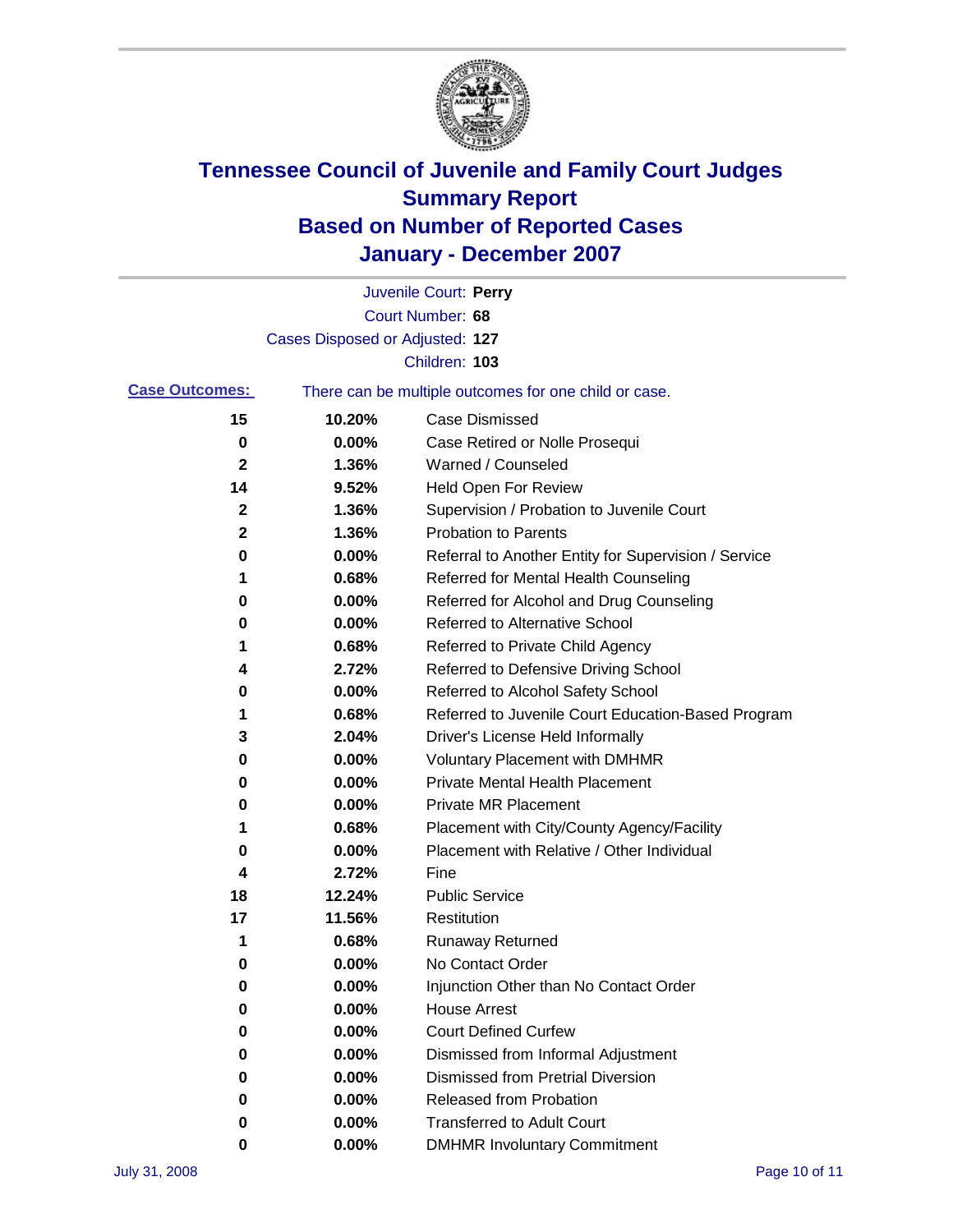# Tennessee Council of Juvenile and Family Court Judges
## Summary Report
## Based on Number of Reported Cases
## January - December 2007

Juvenile Court: **Perry**
Court Number: **68**
Cases Disposed or Adjusted: **127**
Children: **103**

**Case Outcomes:** There can be multiple outcomes for one child or case.

| Count | Percent | Outcome |
|---|---|---|
| 15 | 10.20% | Case Dismissed |
| 0 | 0.00% | Case Retired or Nolle Prosequi |
| 2 | 1.36% | Warned / Counseled |
| 14 | 9.52% | Held Open For Review |
| 2 | 1.36% | Supervision / Probation to Juvenile Court |
| 2 | 1.36% | Probation to Parents |
| 0 | 0.00% | Referral to Another Entity for Supervision / Service |
| 1 | 0.68% | Referred for Mental Health Counseling |
| 0 | 0.00% | Referred for Alcohol and Drug Counseling |
| 0 | 0.00% | Referred to Alternative School |
| 1 | 0.68% | Referred to Private Child Agency |
| 4 | 2.72% | Referred to Defensive Driving School |
| 0 | 0.00% | Referred to Alcohol Safety School |
| 1 | 0.68% | Referred to Juvenile Court Education-Based Program |
| 3 | 2.04% | Driver's License Held Informally |
| 0 | 0.00% | Voluntary Placement with DMHMR |
| 0 | 0.00% | Private Mental Health Placement |
| 0 | 0.00% | Private MR Placement |
| 1 | 0.68% | Placement with City/County Agency/Facility |
| 0 | 0.00% | Placement with Relative / Other Individual |
| 4 | 2.72% | Fine |
| 18 | 12.24% | Public Service |
| 17 | 11.56% | Restitution |
| 1 | 0.68% | Runaway Returned |
| 0 | 0.00% | No Contact Order |
| 0 | 0.00% | Injunction Other than No Contact Order |
| 0 | 0.00% | House Arrest |
| 0 | 0.00% | Court Defined Curfew |
| 0 | 0.00% | Dismissed from Informal Adjustment |
| 0 | 0.00% | Dismissed from Pretrial Diversion |
| 0 | 0.00% | Released from Probation |
| 0 | 0.00% | Transferred to Adult Court |
| 0 | 0.00% | DMHMR Involuntary Commitment |

July 31, 2008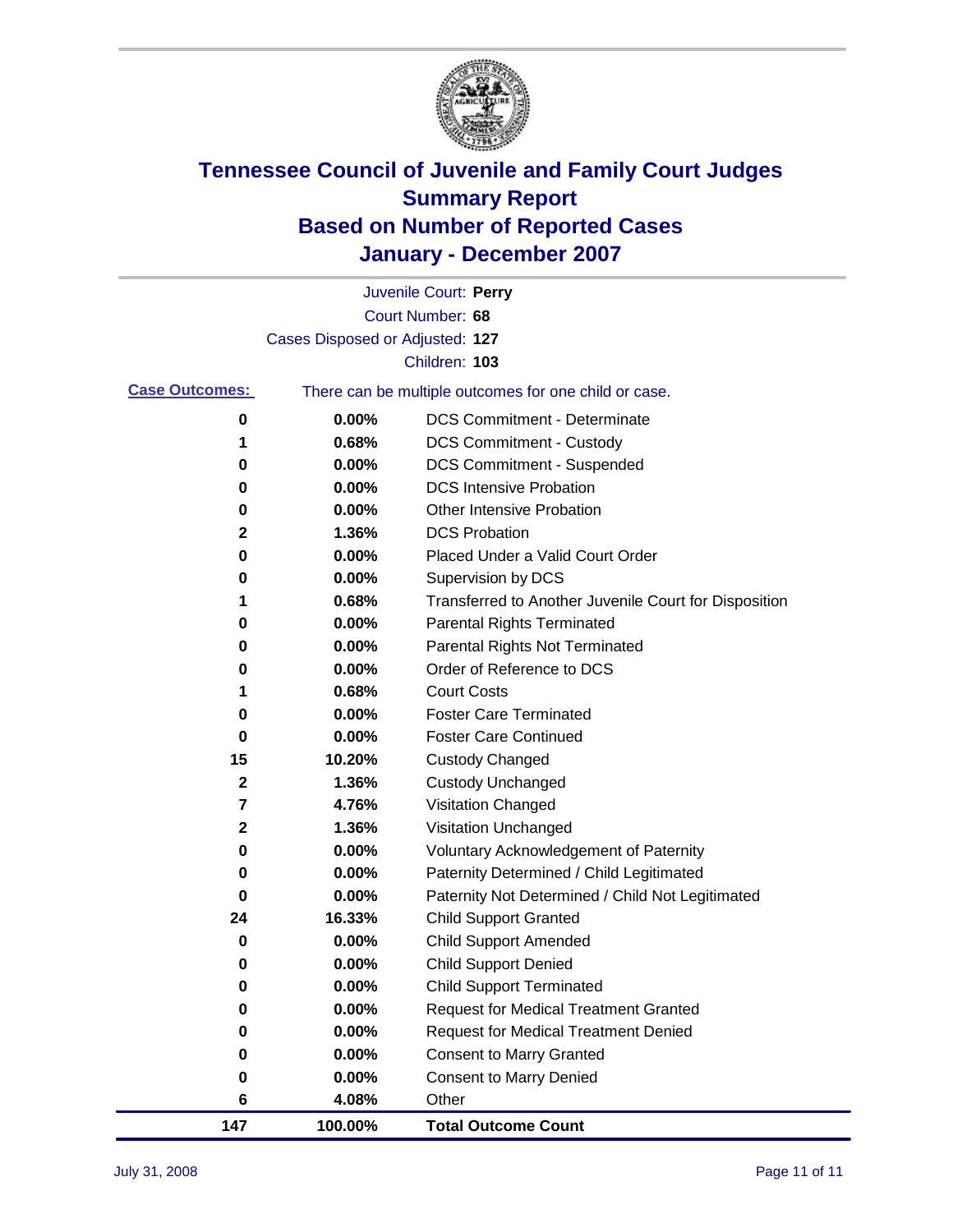# Tennessee Council of Juvenile and Family Court Judges
# Summary Report
# Based on Number of Reported Cases
# January - December 2007

Juvenile Court: **Perry**
Court Number: **68**
Cases Disposed or Adjusted: **127**
Children: **103**

**Case Outcomes:** There can be multiple outcomes for one child or case.

| | | |
|---|---|---|
| 0 | 0.00% | DCS Commitment - Determinate |
| 1 | 0.68% | DCS Commitment - Custody |
| 0 | 0.00% | DCS Commitment - Suspended |
| 0 | 0.00% | DCS Intensive Probation |
| 0 | 0.00% | Other Intensive Probation |
| 2 | 1.36% | DCS Probation |
| 0 | 0.00% | Placed Under a Valid Court Order |
| 0 | 0.00% | Supervision by DCS |
| 1 | 0.68% | Transferred to Another Juvenile Court for Disposition |
| 0 | 0.00% | Parental Rights Terminated |
| 0 | 0.00% | Parental Rights Not Terminated |
| 0 | 0.00% | Order of Reference to DCS |
| 1 | 0.68% | Court Costs |
| 0 | 0.00% | Foster Care Terminated |
| 0 | 0.00% | Foster Care Continued |
| 15 | 10.20% | Custody Changed |
| 2 | 1.36% | Custody Unchanged |
| 7 | 4.76% | Visitation Changed |
| 2 | 1.36% | Visitation Unchanged |
| 0 | 0.00% | Voluntary Acknowledgement of Paternity |
| 0 | 0.00% | Paternity Determined / Child Legitimated |
| 0 | 0.00% | Paternity Not Determined / Child Not Legitimated |
| 24 | 16.33% | Child Support Granted |
| 0 | 0.00% | Child Support Amended |
| 0 | 0.00% | Child Support Denied |
| 0 | 0.00% | Child Support Terminated |
| 0 | 0.00% | Request for Medical Treatment Granted |
| 0 | 0.00% | Request for Medical Treatment Denied |
| 0 | 0.00% | Consent to Marry Granted |
| 0 | 0.00% | Consent to Marry Denied |
| 6 | 4.08% | Other |
| **147** | **100.00%** | **Total Outcome Count** |

July 31, 2008